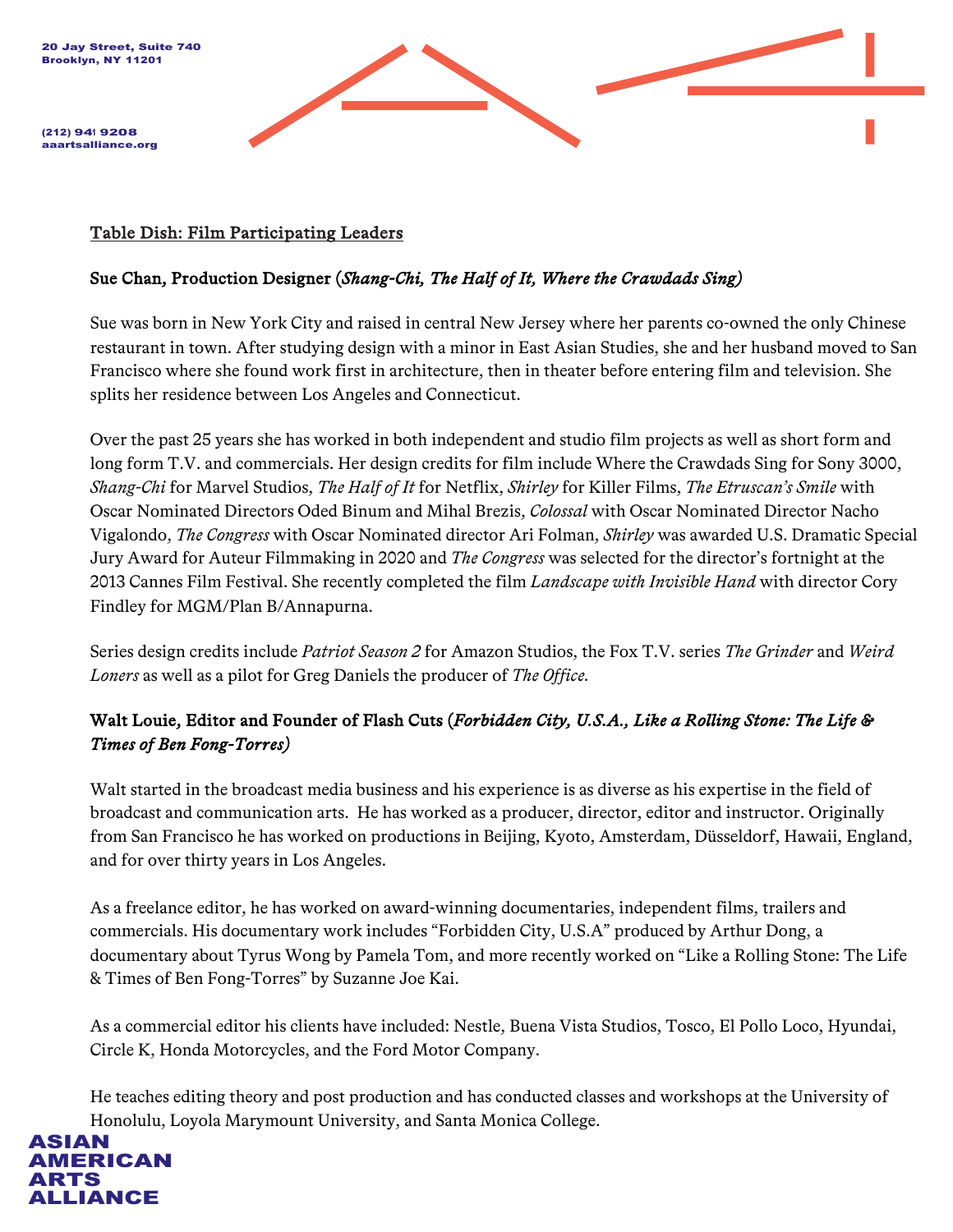20 Jay Street, Suite 740
Brooklyn, NY 11201

(212) 941 9208
aaartsalliance.org

## Table Dish: Film Participating Leaders

**Sue Chan, Production Designer (*Shang-Chi, The Half of It, Where the Crawdads Sing*)**

Sue was born in New York City and raised in central New Jersey where her parents co-owned the only Chinese restaurant in town. After studying design with a minor in East Asian Studies, she and her husband moved to San Francisco where she found work first in architecture, then in theater before entering film and television. She splits her residence between Los Angeles and Connecticut.

Over the past 25 years she has worked in both independent and studio film projects as well as short form and long form T.V. and commercials. Her design credits for film include Where the Crawdads Sing for Sony 3000, *Shang-Chi* for Marvel Studios, *The Half of It* for Netflix, *Shirley* for Killer Films, *The Etruscan's Smile* with Oscar Nominated Directors Oded Binum and Mihal Brezis, *Colossal* with Oscar Nominated Director Nacho Vigalondo, *The Congress* with Oscar Nominated director Ari Folman, *Shirley* was awarded U.S. Dramatic Special Jury Award for Auteur Filmmaking in 2020 and *The Congress* was selected for the director's fortnight at the 2013 Cannes Film Festival. She recently completed the film *Landscape with Invisible Hand* with director Cory Findley for MGM/Plan B/Annapurna.

Series design credits include *Patriot Season 2* for Amazon Studios, the Fox T.V. series *The Grinder* and *Weird Loners* as well as a pilot for Greg Daniels the producer of *The Office.*

**Walt Louie, Editor and Founder of Flash Cuts (*Forbidden City, U.S.A., Like a Rolling Stone: The Life & Times of Ben Fong-Torres*)**

Walt started in the broadcast media business and his experience is as diverse as his expertise in the field of broadcast and communication arts. He has worked as a producer, director, editor and instructor. Originally from San Francisco he has worked on productions in Beijing, Kyoto, Amsterdam, Düsseldorf, Hawaii, England, and for over thirty years in Los Angeles.

As a freelance editor, he has worked on award-winning documentaries, independent films, trailers and commercials. His documentary work includes "Forbidden City, U.S.A" produced by Arthur Dong, a documentary about Tyrus Wong by Pamela Tom, and more recently worked on "Like a Rolling Stone: The Life & Times of Ben Fong-Torres" by Suzanne Joe Kai.

As a commercial editor his clients have included: Nestle, Buena Vista Studios, Tosco, El Pollo Loco, Hyundai, Circle K, Honda Motorcycles, and the Ford Motor Company.

He teaches editing theory and post production and has conducted classes and workshops at the University of Honolulu, Loyola Marymount University, and Santa Monica College.

ASIAN AMERICAN ARTS ALLIANCE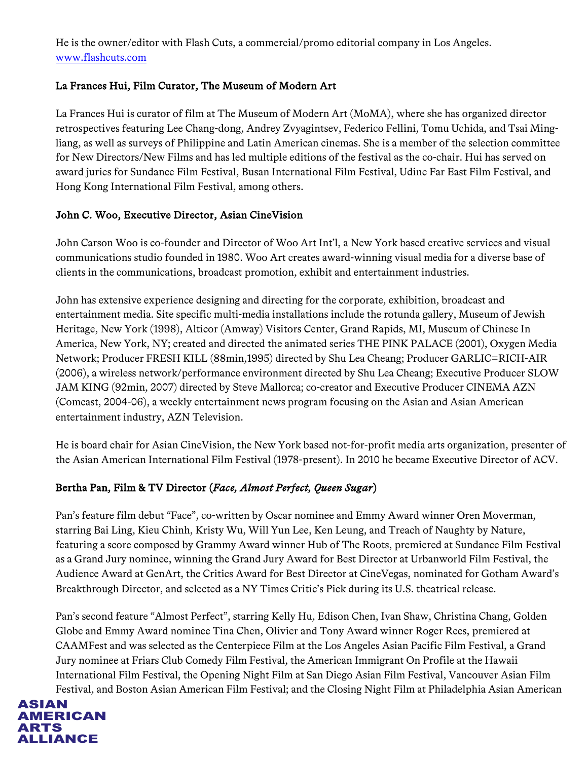He is the owner/editor with Flash Cuts, a commercial/promo editorial company in Los Angeles. www.flashcuts.com

**La Frances Hui, Film Curator, The Museum of Modern Art**

La Frances Hui is curator of film at The Museum of Modern Art (MoMA), where she has organized director retrospectives featuring Lee Chang-dong, Andrey Zvyagintsev, Federico Fellini, Tomu Uchida, and Tsai Ming-liang, as well as surveys of Philippine and Latin American cinemas. She is a member of the selection committee for New Directors/New Films and has led multiple editions of the festival as the co-chair. Hui has served on award juries for Sundance Film Festival, Busan International Film Festival, Udine Far East Film Festival, and Hong Kong International Film Festival, among others.

**John C. Woo, Executive Director, Asian CineVision**

John Carson Woo is co-founder and Director of Woo Art Int'l, a New York based creative services and visual communications studio founded in 1980. Woo Art creates award-winning visual media for a diverse base of clients in the communications, broadcast promotion, exhibit and entertainment industries.

John has extensive experience designing and directing for the corporate, exhibition, broadcast and entertainment media. Site specific multi-media installations include the rotunda gallery, Museum of Jewish Heritage, New York (1998), Alticor (Amway) Visitors Center, Grand Rapids, MI, Museum of Chinese In America, New York, NY; created and directed the animated series THE PINK PALACE (2001), Oxygen Media Network; Producer FRESH KILL (88min,1995) directed by Shu Lea Cheang; Producer GARLIC=RICH-AIR (2006), a wireless network/performance environment directed by Shu Lea Cheang; Executive Producer SLOW JAM KING (92min, 2007) directed by Steve Mallorca; co-creator and Executive Producer CINEMA AZN (Comcast, 2004-06), a weekly entertainment news program focusing on the Asian and Asian American entertainment industry, AZN Television.

He is board chair for Asian CineVision, the New York based not-for-profit media arts organization, presenter of the Asian American International Film Festival (1978-present). In 2010 he became Executive Director of ACV.

**Bertha Pan, Film & TV Director (*Face, Almost Perfect, Queen Sugar*)**

Pan's feature film debut "Face", co-written by Oscar nominee and Emmy Award winner Oren Moverman, starring Bai Ling, Kieu Chinh, Kristy Wu, Will Yun Lee, Ken Leung, and Treach of Naughty by Nature, featuring a score composed by Grammy Award winner Hub of The Roots, premiered at Sundance Film Festival as a Grand Jury nominee, winning the Grand Jury Award for Best Director at Urbanworld Film Festival, the Audience Award at GenArt, the Critics Award for Best Director at CineVegas, nominated for Gotham Award's Breakthrough Director, and selected as a NY Times Critic's Pick during its U.S. theatrical release.

Pan's second feature "Almost Perfect", starring Kelly Hu, Edison Chen, Ivan Shaw, Christina Chang, Golden Globe and Emmy Award nominee Tina Chen, Olivier and Tony Award winner Roger Rees, premiered at CAAMFest and was selected as the Centerpiece Film at the Los Angeles Asian Pacific Film Festival, a Grand Jury nominee at Friars Club Comedy Film Festival, the American Immigrant On Profile at the Hawaii International Film Festival, the Opening Night Film at San Diego Asian Film Festival, Vancouver Asian Film Festival, and Boston Asian American Film Festival; and the Closing Night Film at Philadelphia Asian American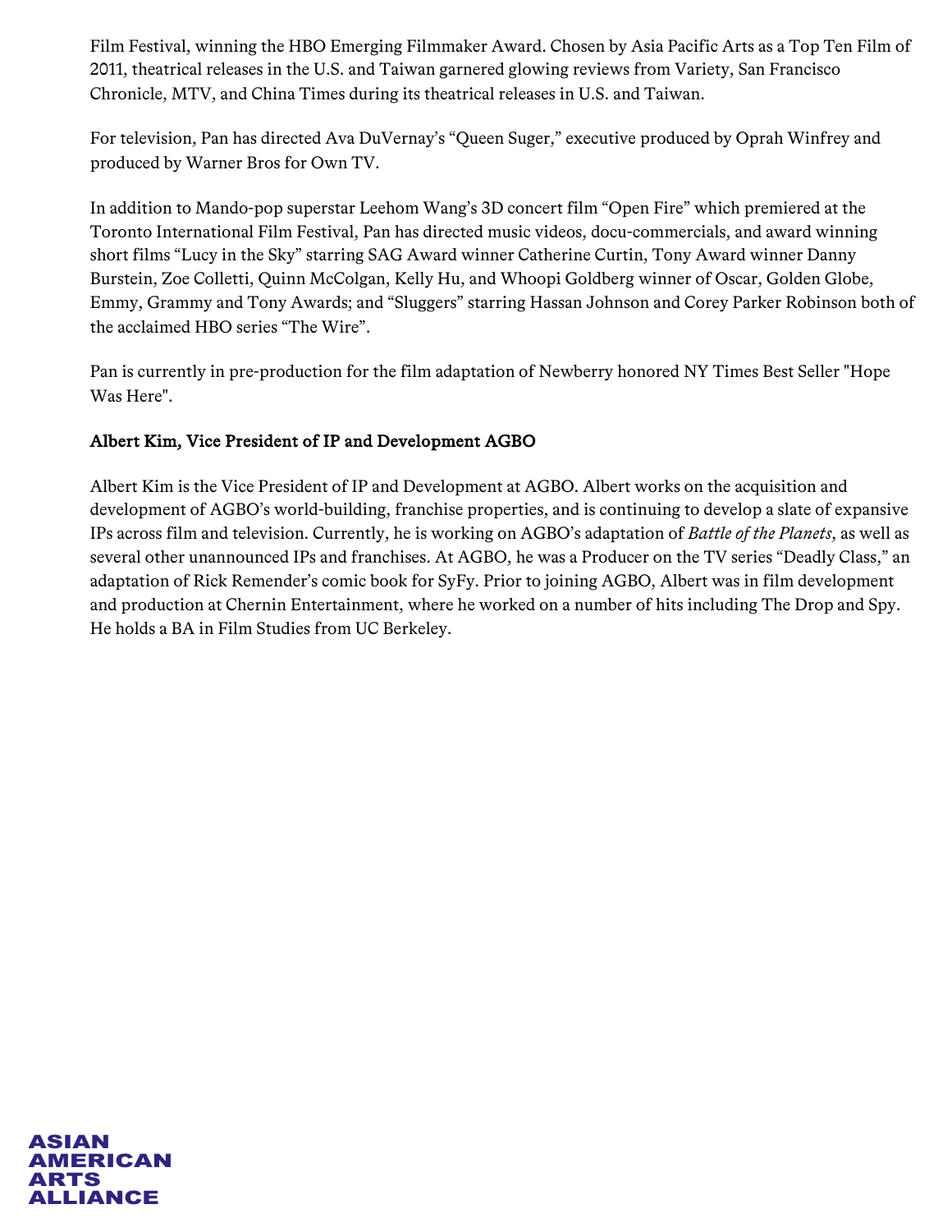Film Festival, winning the HBO Emerging Filmmaker Award. Chosen by Asia Pacific Arts as a Top Ten Film of 2011, theatrical releases in the U.S. and Taiwan garnered glowing reviews from Variety, San Francisco Chronicle, MTV, and China Times during its theatrical releases in U.S. and Taiwan.

For television, Pan has directed Ava DuVernay's "Queen Suger," executive produced by Oprah Winfrey and produced by Warner Bros for Own TV.

In addition to Mando-pop superstar Leehom Wang's 3D concert film "Open Fire" which premiered at the Toronto International Film Festival, Pan has directed music videos, docu-commercials, and award winning short films "Lucy in the Sky" starring SAG Award winner Catherine Curtin, Tony Award winner Danny Burstein, Zoe Colletti, Quinn McColgan, Kelly Hu, and Whoopi Goldberg winner of Oscar, Golden Globe, Emmy, Grammy and Tony Awards; and "Sluggers" starring Hassan Johnson and Corey Parker Robinson both of the acclaimed HBO series "The Wire".

Pan is currently in pre-production for the film adaptation of Newberry honored NY Times Best Seller "Hope Was Here".

**Albert Kim, Vice President of IP and Development AGBO**

Albert Kim is the Vice President of IP and Development at AGBO. Albert works on the acquisition and development of AGBO's world-building, franchise properties, and is continuing to develop a slate of expansive IPs across film and television. Currently, he is working on AGBO's adaptation of *Battle of the Planets*, as well as several other unannounced IPs and franchises. At AGBO, he was a Producer on the TV series "Deadly Class," an adaptation of Rick Remender's comic book for SyFy. Prior to joining AGBO, Albert was in film development and production at Chernin Entertainment, where he worked on a number of hits including The Drop and Spy. He holds a BA in Film Studies from UC Berkeley.